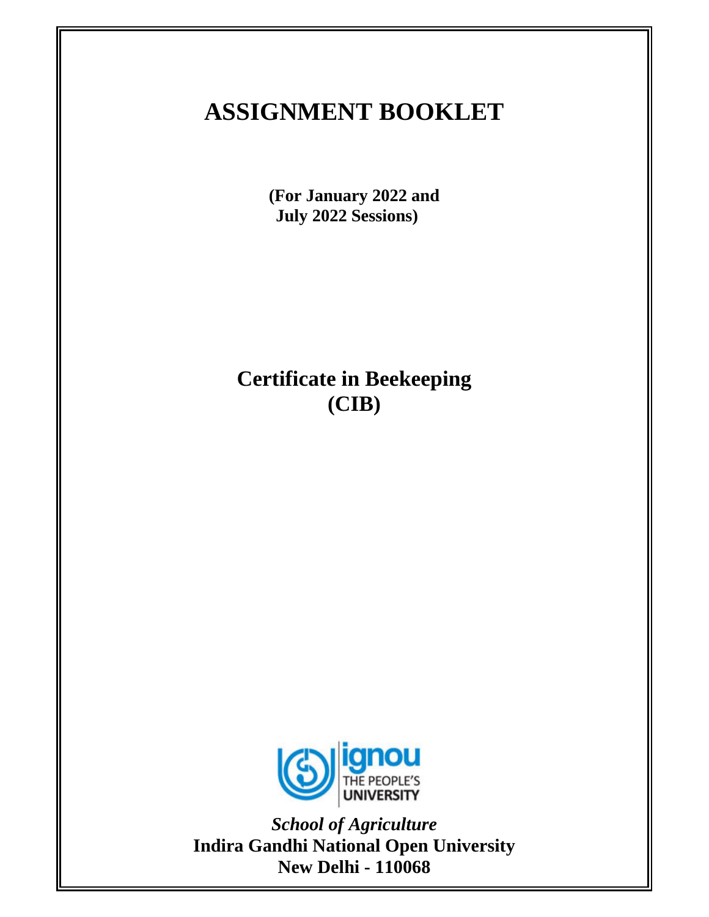# ASSIGNMENT BOOKLET

**(For January 2022 and July 2022 Sessions)**

## Certificate in Beekeeping (CIB)

ignou THE PEOPLE'S UNIVERSITY

*School of Agriculture*

**Indira Gandhi National Open University**

**New Delhi - 110068**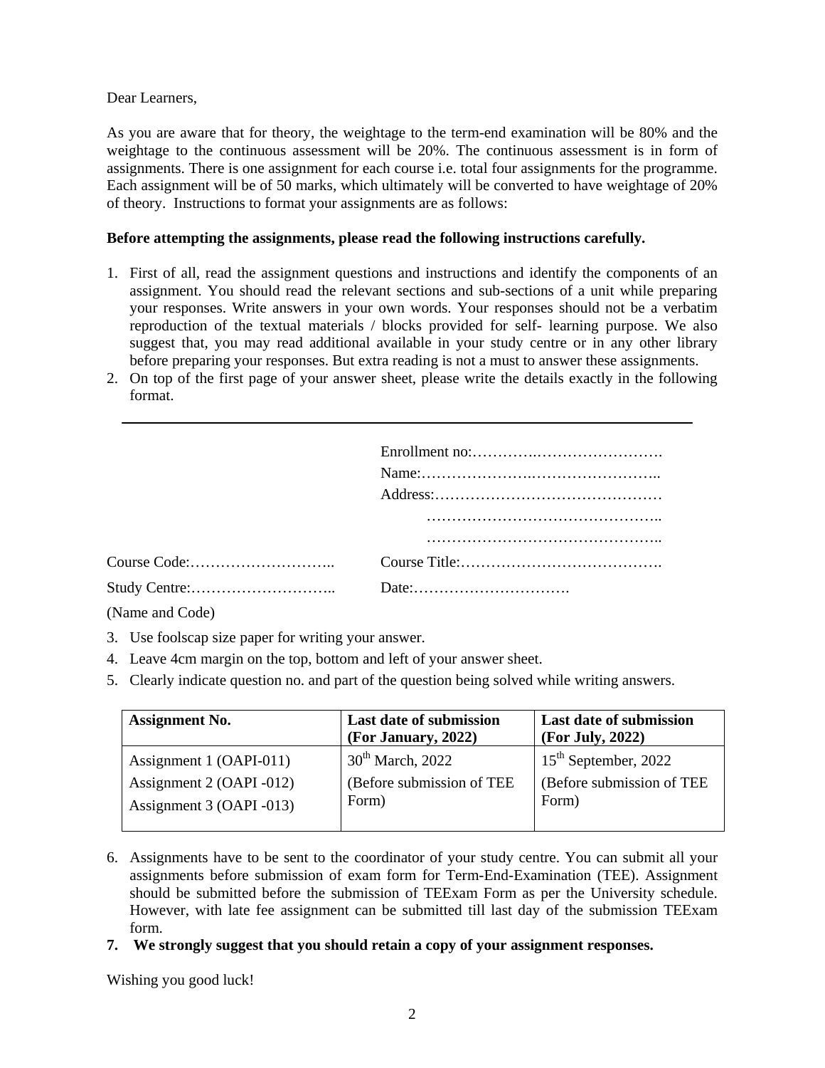Dear Learners,

As you are aware that for theory, the weightage to the term-end examination will be 80% and the weightage to the continuous assessment will be 20%. The continuous assessment is in form of assignments. There is one assignment for each course i.e. total four assignments for the programme. Each assignment will be of 50 marks, which ultimately will be converted to have weightage of 20% of theory. Instructions to format your assignments are as follows:

**Before attempting the assignments, please read the following instructions carefully.**

1. First of all, read the assignment questions and instructions and identify the components of an assignment. You should read the relevant sections and sub-sections of a unit while preparing your responses. Write answers in your own words. Your responses should not be a verbatim reproduction of the textual materials / blocks provided for self- learning purpose. We also suggest that, you may read additional available in your study centre or in any other library before preparing your responses. But extra reading is not a must to answer these assignments.
2. On top of the first page of your answer sheet, please write the details exactly in the following format.

---

Enrollment no:……………………………………

Name:……………………………………………..

Address:……………………………………………

……………………………………………..

……………………………………………..

Course Code:……………………….. Course Title:………………………………….

Study Centre:……………………….. Date:………………………….

(Name and Code)

3. Use foolscap size paper for writing your answer.
4. Leave 4cm margin on the top, bottom and left of your answer sheet.
5. Clearly indicate question no. and part of the question being solved while writing answers.

| Assignment No. | Last date of submission (For January, 2022) | Last date of submission (For July, 2022) |
|---|---|---|
| Assignment 1 (OAPI-011)<br>Assignment 2 (OAPI -012)<br>Assignment 3 (OAPI -013) | 30th March, 2022<br>(Before submission of TEE Form) | 15th September, 2022<br>(Before submission of TEE Form) |

6. Assignments have to be sent to the coordinator of your study centre. You can submit all your assignments before submission of exam form for Term-End-Examination (TEE). Assignment should be submitted before the submission of TEExam Form as per the University schedule. However, with late fee assignment can be submitted till last day of the submission TEExam form.
7. **We strongly suggest that you should retain a copy of your assignment responses.**

Wishing you good luck!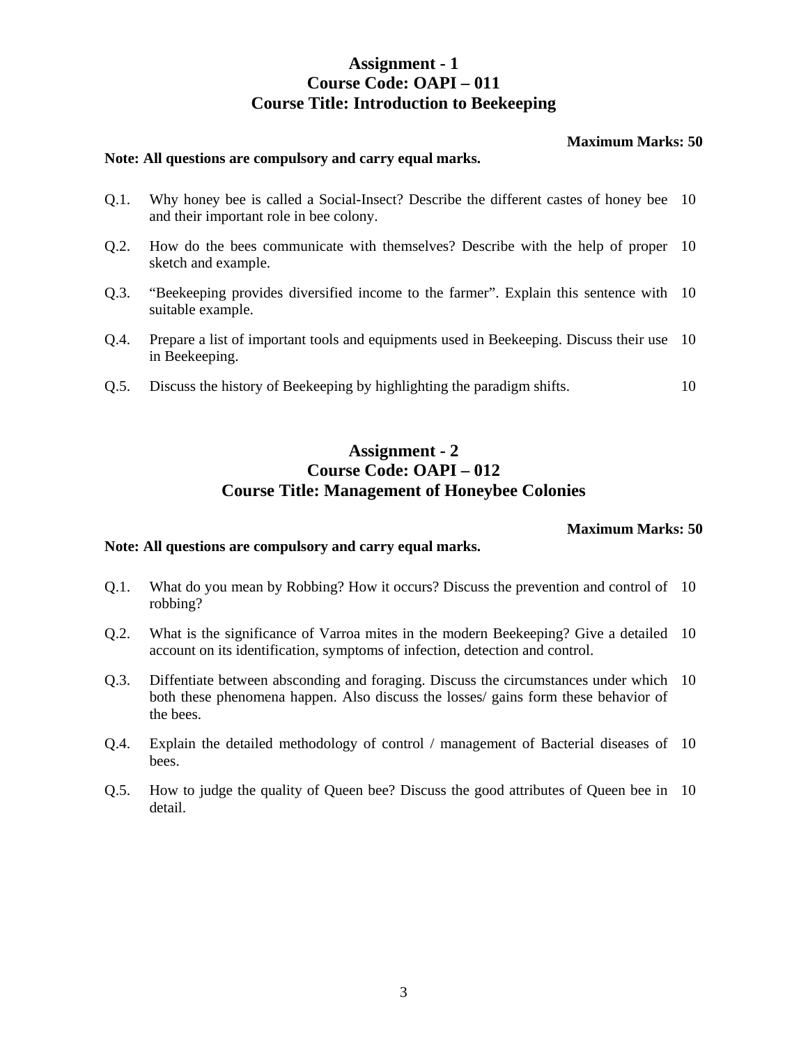## Assignment - 1
## Course Code: OAPI – 011
## Course Title: Introduction to Beekeeping

**Maximum Marks: 50**

**Note: All questions are compulsory and carry equal marks.**

| | | |
|---|---|---|
| Q.1. | Why honey bee is called a Social-Insect? Describe the different castes of honey bee and their important role in bee colony. | 10 |
| Q.2. | How do the bees communicate with themselves? Describe with the help of proper sketch and example. | 10 |
| Q.3. | "Beekeeping provides diversified income to the farmer". Explain this sentence with suitable example. | 10 |
| Q.4. | Prepare a list of important tools and equipments used in Beekeeping. Discuss their use in Beekeeping. | 10 |
| Q.5. | Discuss the history of Beekeeping by highlighting the paradigm shifts. | 10 |

## Assignment - 2
## Course Code: OAPI – 012
## Course Title: Management of Honeybee Colonies

**Maximum Marks: 50**

**Note: All questions are compulsory and carry equal marks.**

| | | |
|---|---|---|
| Q.1. | What do you mean by Robbing? How it occurs? Discuss the prevention and control of robbing? | 10 |
| Q.2. | What is the significance of Varroa mites in the modern Beekeeping? Give a detailed account on its identification, symptoms of infection, detection and control. | 10 |
| Q.3. | Diffentiate between absconding and foraging. Discuss the circumstances under which both these phenomena happen. Also discuss the losses/ gains form these behavior of the bees. | 10 |
| Q.4. | Explain the detailed methodology of control / management of Bacterial diseases of bees. | 10 |
| Q.5. | How to judge the quality of Queen bee? Discuss the good attributes of Queen bee in detail. | 10 |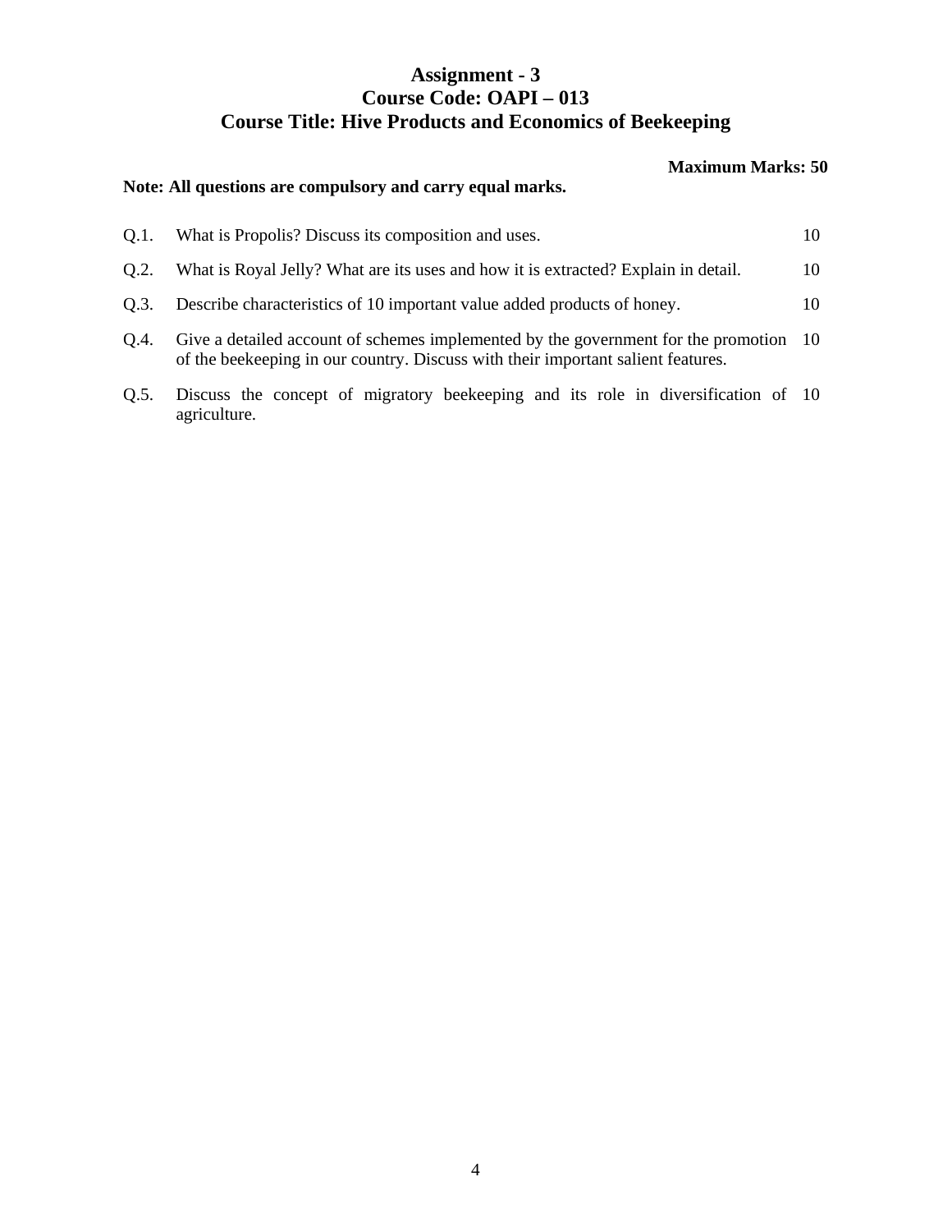# Assignment - 3
## Course Code: OAPI – 013
## Course Title: Hive Products and Economics of Beekeeping

**Maximum Marks: 50**

**Note: All questions are compulsory and carry equal marks.**

| | | |
|---|---|---|
| Q.1. | What is Propolis? Discuss its composition and uses. | 10 |
| Q.2. | What is Royal Jelly? What are its uses and how it is extracted? Explain in detail. | 10 |
| Q.3. | Describe characteristics of 10 important value added products of honey. | 10 |
| Q.4. | Give a detailed account of schemes implemented by the government for the promotion of the beekeeping in our country. Discuss with their important salient features. | 10 |
| Q.5. | Discuss the concept of migratory beekeeping and its role in diversification of agriculture. | 10 |